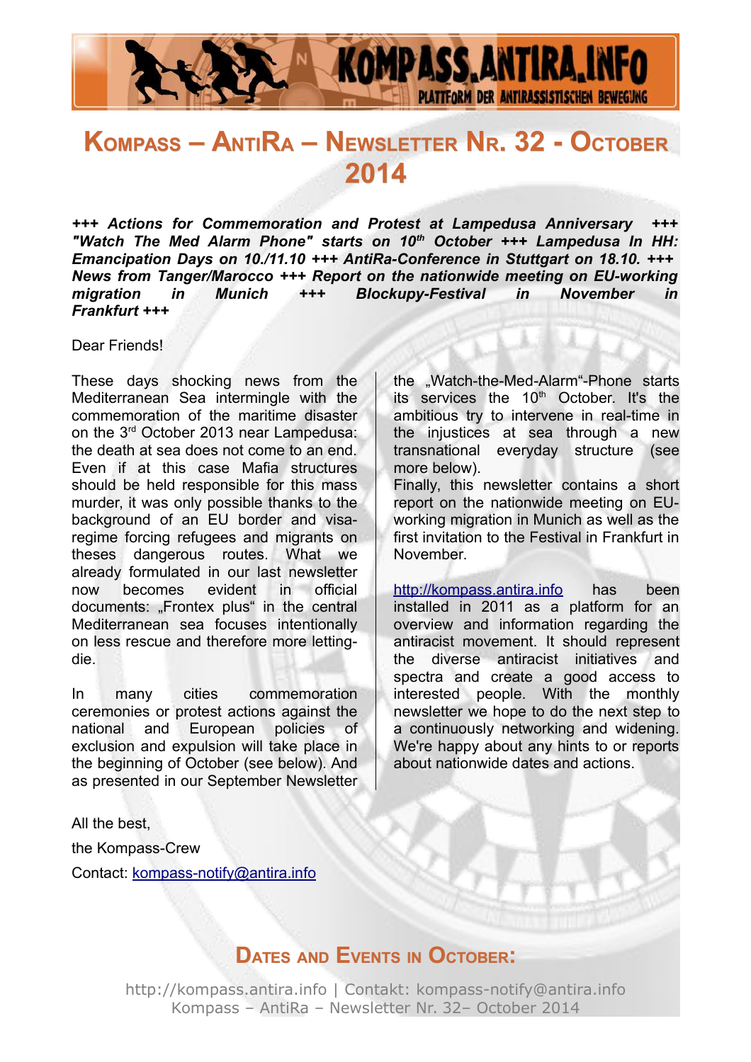# Kompass – AntiRa – Newsletter Nr. 32 - October 2014

***+++ Actions for Commemoration and Protest at Lampedusa Anniversary +++ "Watch The Med Alarm Phone" starts on 10th October +++ Lampedusa In HH: Emancipation Days on 10./11.10 +++ AntiRa-Conference in Stuttgart on 18.10. +++ News from Tanger/Marocco +++ Report on the nationwide meeting on EU-working migration in Munich +++ Blockupy-Festival in November in Frankfurt +++***

Dear Friends!

These days shocking news from the Mediterranean Sea intermingle with the commemoration of the maritime disaster on the 3rd October 2013 near Lampedusa: the death at sea does not come to an end. Even if at this case Mafia structures should be held responsible for this mass murder, it was only possible thanks to the background of an EU border and visa-regime forcing refugees and migrants on theses dangerous routes. What we already formulated in our last newsletter now becomes evident in official documents: „Frontex plus“ in the central Mediterranean sea focuses intentionally on less rescue and therefore more letting-die.

In many cities commemoration ceremonies or protest actions against the national and European policies of exclusion and expulsion will take place in the beginning of October (see below). And as presented in our September Newsletter the „Watch-the-Med-Alarm“-Phone starts its services the 10th October. It's the ambitious try to intervene in real-time in the injustices at sea through a new transnational everyday structure (see more below).

Finally, this newsletter contains a short report on the nationwide meeting on EU-working migration in Munich as well as the first invitation to the Festival in Frankfurt in November.

http://kompass.antira.info has been installed in 2011 as a platform for an overview and information regarding the antiracist movement. It should represent the diverse antiracist initiatives and spectra and create a good access to interested people. With the monthly newsletter we hope to do the next step to a continuously networking and widening. We're happy about any hints to or reports about nationwide dates and actions.

All the best,

the Kompass-Crew

Contact: kompass-notify@antira.info

## Dates and Events in October: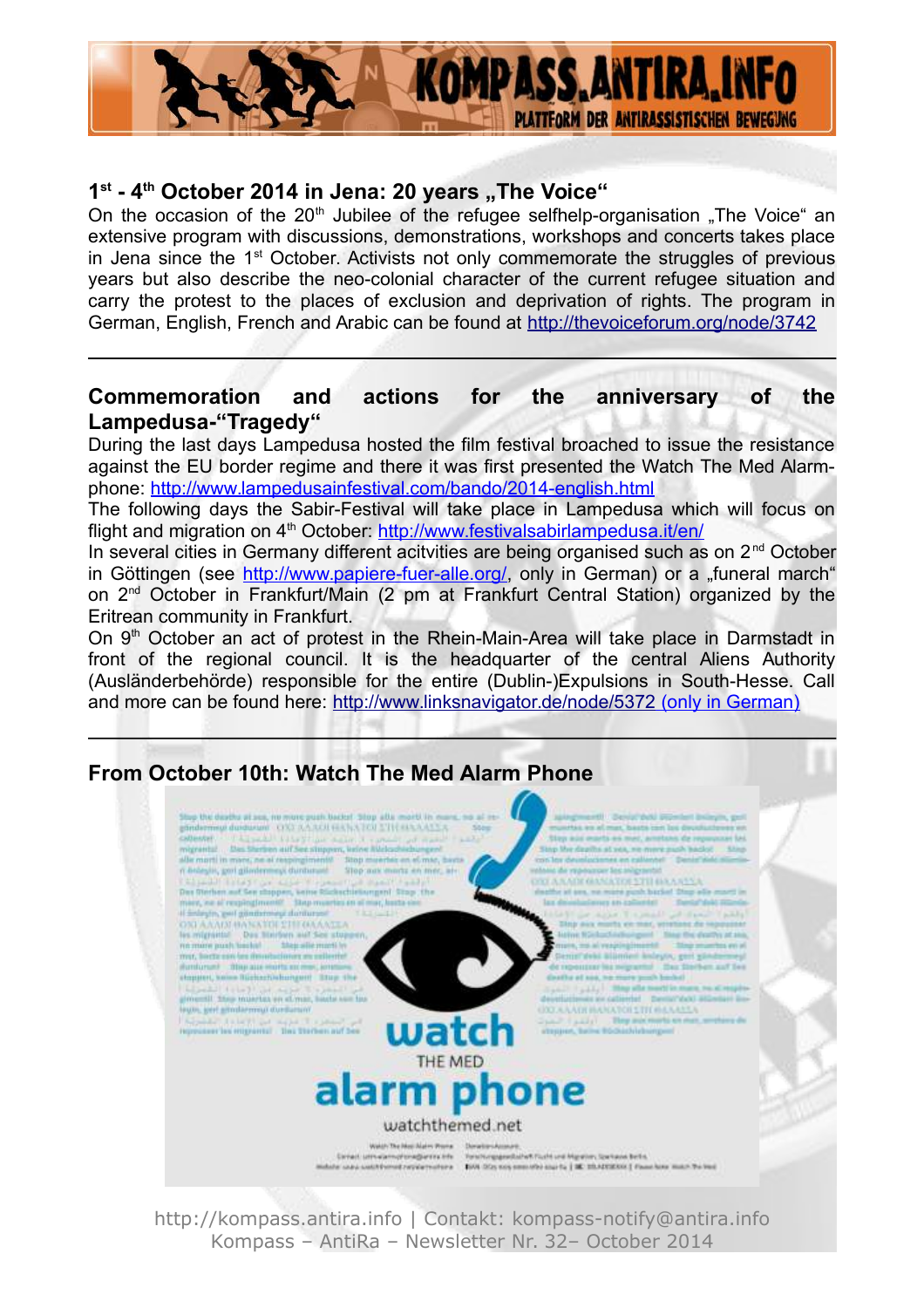## 1st - 4th October 2014 in Jena: 20 years „The Voice“

On the occasion of the 20th Jubilee of the refugee selfhelp-organisation „The Voice“ an extensive program with discussions, demonstrations, workshops and concerts takes place in Jena since the 1st October. Activists not only commemorate the struggles of previous years but also describe the neo-colonial character of the current refugee situation and carry the protest to the places of exclusion and deprivation of rights. The program in German, English, French and Arabic can be found at http://thevoiceforum.org/node/3742

---

## Commemoration and actions for the anniversary of the Lampedusa-“Tragedy“

During the last days Lampedusa hosted the film festival broached to issue the resistance against the EU border regime and there it was first presented the Watch The Med Alarm-phone: http://www.lampedusainfestival.com/bando/2014-english.html

The following days the Sabir-Festival will take place in Lampedusa which will focus on flight and migration on 4th October: http://www.festivalsabirlampedusa.it/en/

In several cities in Germany different acitvities are being organised such as on 2nd October in Göttingen (see http://www.papiere-fuer-alle.org/, only in German) or a „funeral march“ on 2nd October in Frankfurt/Main (2 pm at Frankfurt Central Station) organized by the Eritrean community in Frankfurt.

On 9th October an act of protest in the Rhein-Main-Area will take place in Darmstadt in front of the regional council. It is the headquarter of the central Aliens Authority (Ausländerbehörde) responsible for the entire (Dublin-)Expulsions in South-Hesse. Call and more can be found here: http://www.linksnavigator.de/node/5372 (only in German)

---

## From October 10th: Watch The Med Alarm Phone

watch THE MED alarm phone

watchthemed.net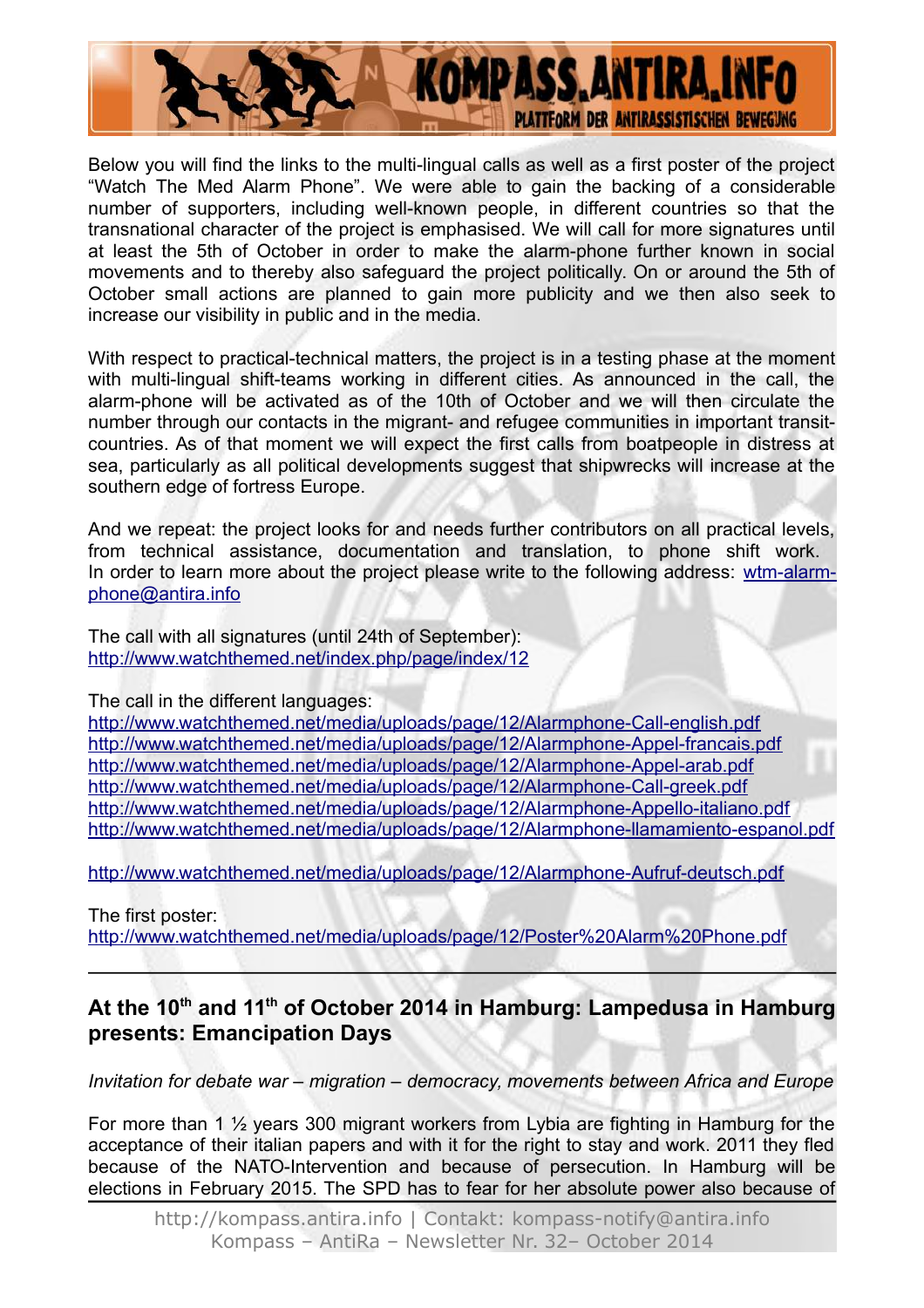Below you will find the links to the multi-lingual calls as well as a first poster of the project "Watch The Med Alarm Phone". We were able to gain the backing of a considerable number of supporters, including well-known people, in different countries so that the transnational character of the project is emphasised. We will call for more signatures until at least the 5th of October in order to make the alarm-phone further known in social movements and to thereby also safeguard the project politically. On or around the 5th of October small actions are planned to gain more publicity and we then also seek to increase our visibility in public and in the media.

With respect to practical-technical matters, the project is in a testing phase at the moment with multi-lingual shift-teams working in different cities. As announced in the call, the alarm-phone will be activated as of the 10th of October and we will then circulate the number through our contacts in the migrant- and refugee communities in important transit-countries. As of that moment we will expect the first calls from boatpeople in distress at sea, particularly as all political developments suggest that shipwrecks will increase at the southern edge of fortress Europe.

And we repeat: the project looks for and needs further contributors on all practical levels, from technical assistance, documentation and translation, to phone shift work. In order to learn more about the project please write to the following address: wtm-alarm-phone@antira.info

The call with all signatures (until 24th of September):
http://www.watchthemed.net/index.php/page/index/12

The call in the different languages:
http://www.watchthemed.net/media/uploads/page/12/Alarmphone-Call-english.pdf
http://www.watchthemed.net/media/uploads/page/12/Alarmphone-Appel-francais.pdf
http://www.watchthemed.net/media/uploads/page/12/Alarmphone-Appel-arab.pdf
http://www.watchthemed.net/media/uploads/page/12/Alarmphone-Call-greek.pdf
http://www.watchthemed.net/media/uploads/page/12/Alarmphone-Appello-italiano.pdf
http://www.watchthemed.net/media/uploads/page/12/Alarmphone-llamamiento-espanol.pdf

http://www.watchthemed.net/media/uploads/page/12/Alarmphone-Aufruf-deutsch.pdf

The first poster:
http://www.watchthemed.net/media/uploads/page/12/Poster%20Alarm%20Phone.pdf

---

## At the 10th and 11th of October 2014 in Hamburg: Lampedusa in Hamburg presents: Emancipation Days

*Invitation for debate war – migration – democracy, movements between Africa and Europe*

For more than 1 ½ years 300 migrant workers from Lybia are fighting in Hamburg for the acceptance of their italian papers and with it for the right to stay and work. 2011 they fled because of the NATO-Intervention and because of persecution. In Hamburg will be elections in February 2015. The SPD has to fear for her absolute power also because of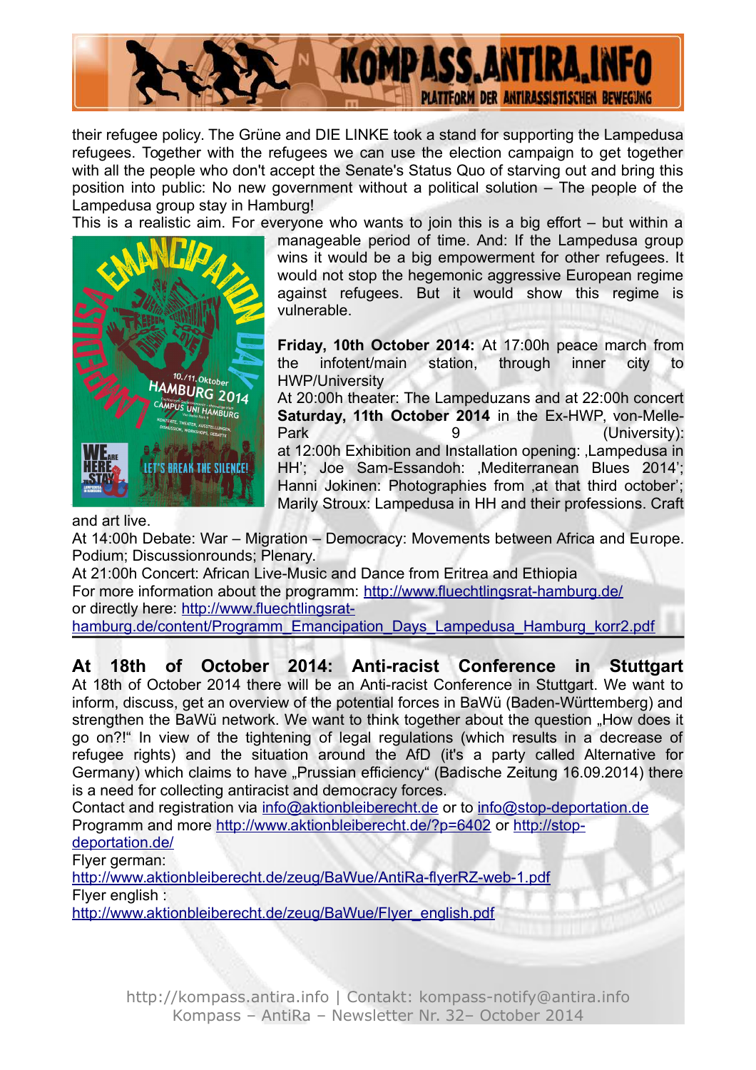their refugee policy. The Grüne and DIE LINKE took a stand for supporting the Lampedusa refugees. Together with the refugees we can use the election campaign to get together with all the people who don't accept the Senate's Status Quo of starving out and bring this position into public: No new government without a political solution – The people of the Lampedusa group stay in Hamburg!

This is a realistic aim. For everyone who wants to join this is a big effort – but within a manageable period of time. And: If the Lampedusa group wins it would be a big empowerment for other refugees. It would not stop the hegemonic aggressive European regime against refugees. But it would show this regime is vulnerable.

**Friday, 10th October 2014:** At 17:00h peace march from the infotent/main station, through inner city to HWP/University

At 20:00h theater: The Lampeduzans and at 22:00h concert

**Saturday, 11th October 2014** in the Ex-HWP, von-Melle-Park 9 (University): at 12:00h Exhibition and Installation opening: ‚Lampedusa in HH'; Joe Sam-Essandoh: ‚Mediterranean Blues 2014'; Hanni Jokinen: Photographies from ‚at that third october'; Marily Stroux: Lampedusa in HH and their professions. Craft and art live.

At 14:00h Debate: War – Migration – Democracy: Movements between Africa and Europe. Podium; Discussionrounds; Plenary.

At 21:00h Concert: African Live-Music and Dance from Eritrea and Ethiopia

For more information about the programm: http://www.fluechtlingsrat-hamburg.de/

or directly here: http://www.fluechtlingsrat-hamburg.de/content/Programm_Emancipation_Days_Lampedusa_Hamburg_korr2.pdf

## At 18th of October 2014: Anti-racist Conference in Stuttgart

At 18th of October 2014 there will be an Anti-racist Conference in Stuttgart. We want to inform, discuss, get an overview of the potential forces in BaWü (Baden-Württemberg) and strengthen the BaWü network. We want to think together about the question „How does it go on?!" In view of the tightening of legal regulations (which results in a decrease of refugee rights) and the situation around the AfD (it's a party called Alternative for Germany) which claims to have „Prussian efficiency" (Badische Zeitung 16.09.2014) there is a need for collecting antiracist and democracy forces.

Contact and registration via info@aktionbleiberecht.de or to info@stop-deportation.de

Programm and more http://www.aktionbleiberecht.de/?p=6402 or http://stop-deportation.de/

Flyer german:
http://www.aktionbleiberecht.de/zeug/BaWue/AntiRa-flyerRZ-web-1.pdf

Flyer english :
http://www.aktionbleiberecht.de/zeug/BaWue/Flyer_english.pdf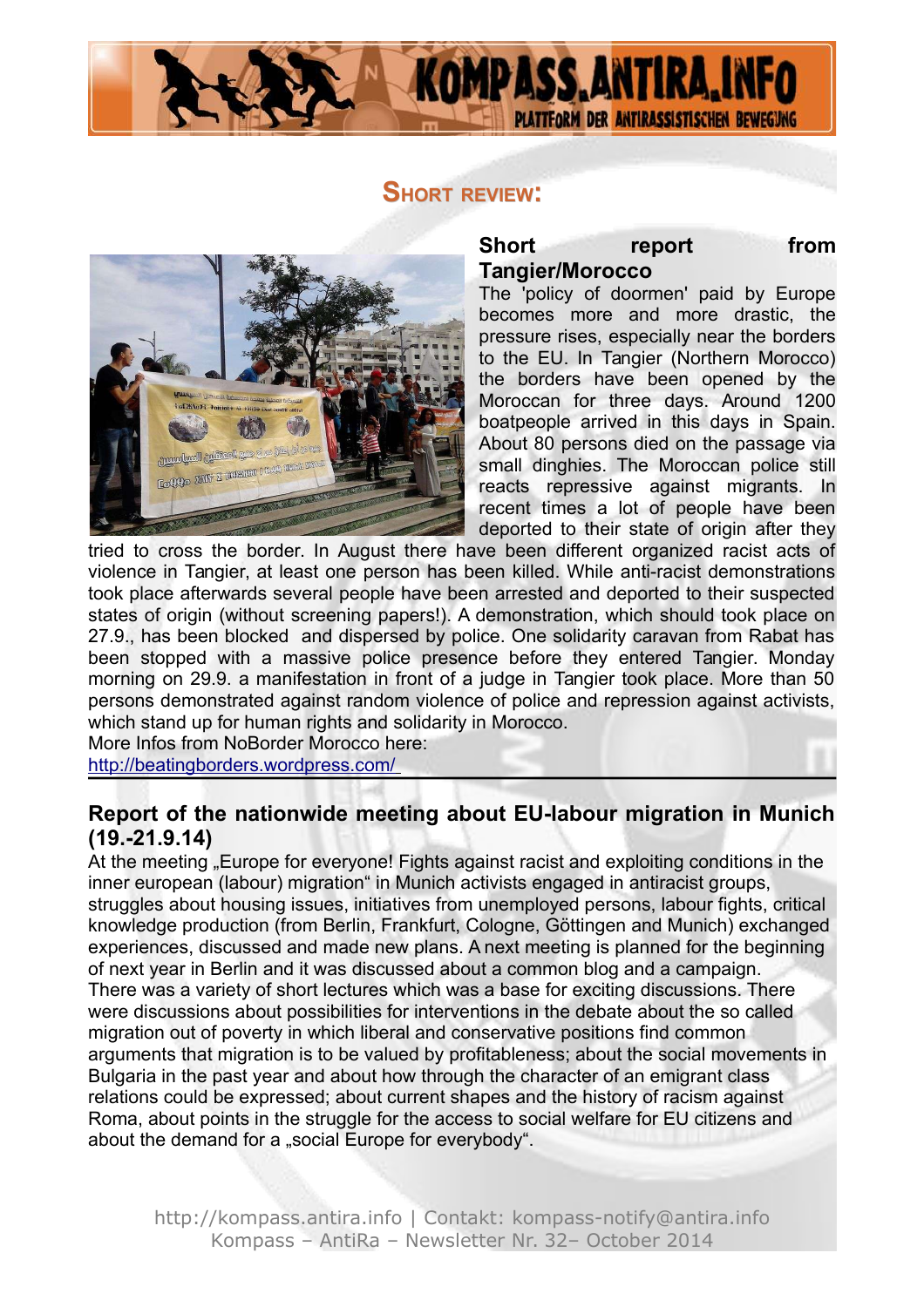## Short review:

### Short report from Tangier/Morocco

The 'policy of doormen' paid by Europe becomes more and more drastic, the pressure rises, especially near the borders to the EU. In Tangier (Northern Morocco) the borders have been opened by the Moroccan for three days. Around 1200 boatpeople arrived in this days in Spain. About 80 persons died on the passage via small dinghies. The Moroccan police still reacts repressive against migrants. In recent times a lot of people have been deported to their state of origin after they tried to cross the border. In August there have been different organized racist acts of violence in Tangier, at least one person has been killed. While anti-racist demonstrations took place afterwards several people have been arrested and deported to their suspected states of origin (without screening papers!). A demonstration, which should take place on 27.9., has been blocked and dispersed by police. One solidarity caravan from Rabat has been stopped with a massive police presence before they entered Tangier. Monday morning on 29.9. a manifestation in front of a judge in Tangier took place. More than 50 persons demonstrated against random violence of police and repression against activists, which stand up for human rights and solidarity in Morocco.
More Infos from NoBorder Morocco here:
http://beatingborders.wordpress.com/

---

### Report of the nationwide meeting about EU-labour migration in Munich (19.-21.9.14)

At the meeting „Europe for everyone! Fights against racist and exploiting conditions in the inner european (labour) migration“ in Munich activists engaged in antiracist groups, struggles about housing issues, initiatives from unemployed persons, labour fights, critical knowledge production (from Berlin, Frankfurt, Cologne, Göttingen and Munich) exchanged experiences, discussed and made new plans. A next meeting is planned for the beginning of next year in Berlin and it was discussed about a common blog and a campaign.
There was a variety of short lectures which was a base for exciting discussions. There were discussions about possibilities for interventions in the debate about the so called migration out of poverty in which liberal and conservative positions find common arguments that migration is to be valued by profitableness; about the social movements in Bulgaria in the past year and about how through the character of an emigrant class relations could be expressed; about current shapes and the history of racism against Roma, about points in the struggle for the access to social welfare for EU citizens and about the demand for a „social Europe for everybody“.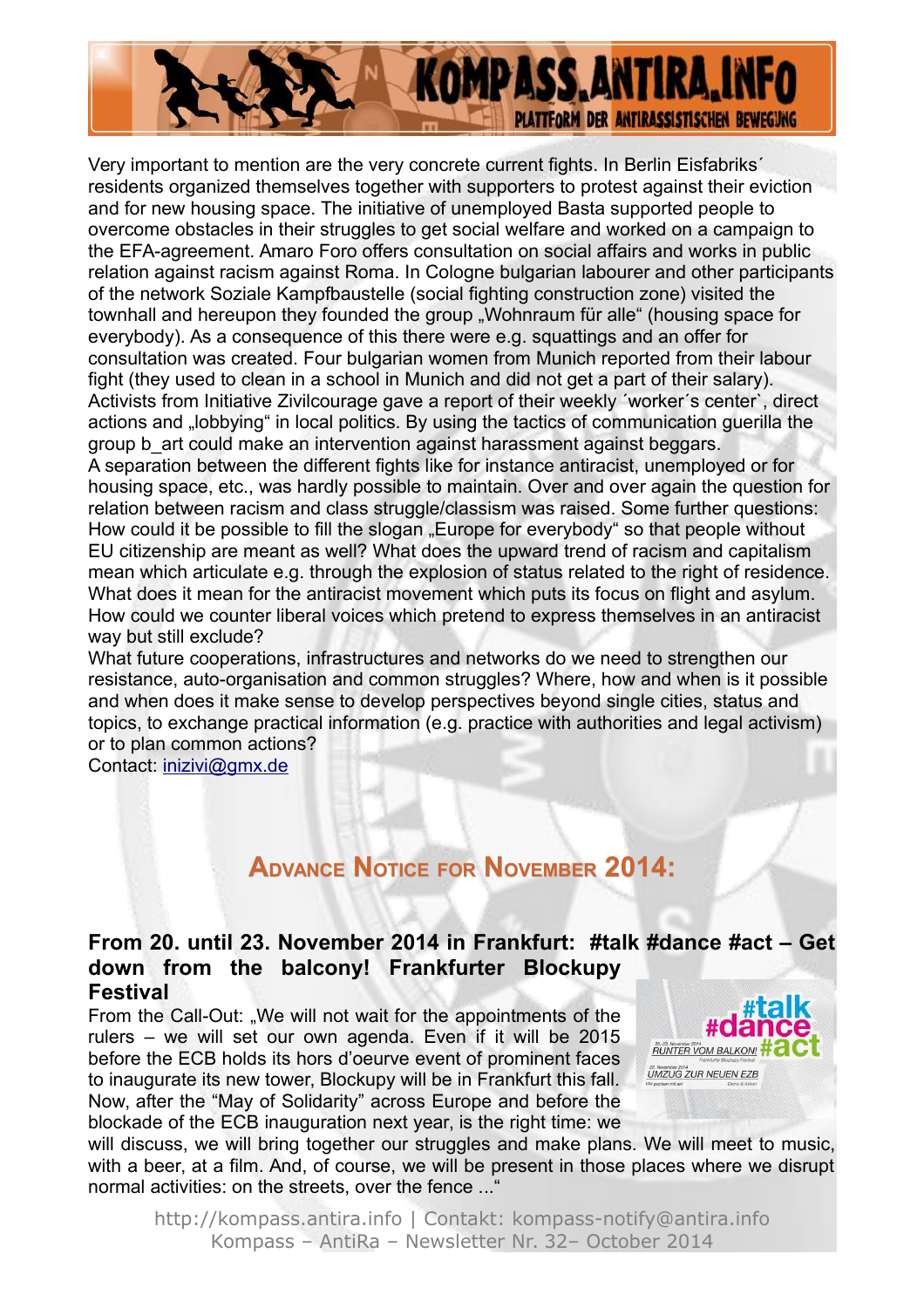Very important to mention are the very concrete current fights. In Berlin Eisfabriks´ residents organized themselves together with supporters to protest against their eviction and for new housing space. The initiative of unemployed Basta supported people to overcome obstacles in their struggles to get social welfare and worked on a campaign to the EFA-agreement. Amaro Foro offers consultation on social affairs and works in public relation against racism against Roma. In Cologne bulgarian labourer and other participants of the network Soziale Kampfbaustelle (social fighting construction zone) visited the townhall and hereupon they founded the group „Wohnraum für alle" (housing space for everybody). As a consequence of this there were e.g. squattings and an offer for consultation was created. Four bulgarian women from Munich reported from their labour fight (they used to clean in a school in Munich and did not get a part of their salary). Activists from Initiative Zivilcourage gave a report of their weekly ´worker´s center`, direct actions and „lobbying" in local politics. By using the tactics of communication guerilla the group b_art could make an intervention against harassment against beggars.

A separation between the different fights like for instance antiracist, unemployed or for housing space, etc., was hardly possible to maintain. Over and over again the question for relation between racism and class struggle/classism was raised. Some further questions: How could it be possible to fill the slogan „Europe for everybody" so that people without EU citizenship are meant as well? What does the upward trend of racism and capitalism mean which articulate e.g. through the explosion of status related to the right of residence. What does it mean for the antiracist movement which puts its focus on flight and asylum. How could we counter liberal voices which pretend to express themselves in an antiracist way but still exclude?

What future cooperations, infrastructures and networks do we need to strengthen our resistance, auto-organisation and common struggles? Where, how and when is it possible and when does it make sense to develop perspectives beyond single cities, status and topics, to exchange practical information (e.g. practice with authorities and legal activism) or to plan common actions?

Contact: inizivi@gmx.de

## Advance Notice for November 2014:

### From 20. until 23. November 2014 in Frankfurt: #talk #dance #act – Get down from the balcony! Frankfurter Blockupy Festival

From the Call-Out: „We will not wait for the appointments of the rulers – we will set our own agenda. Even if it will be 2015 before the ECB holds its hors d'oeurve event of prominent faces to inaugurate its new tower, Blockupy will be in Frankfurt this fall. Now, after the "May of Solidarity" across Europe and before the blockade of the ECB inauguration next year, is the right time: we will discuss, we will bring together our struggles and make plans. We will meet to music, with a beer, at a film. And, of course, we will be present in those places where we disrupt normal activities: on the streets, over the fence ..."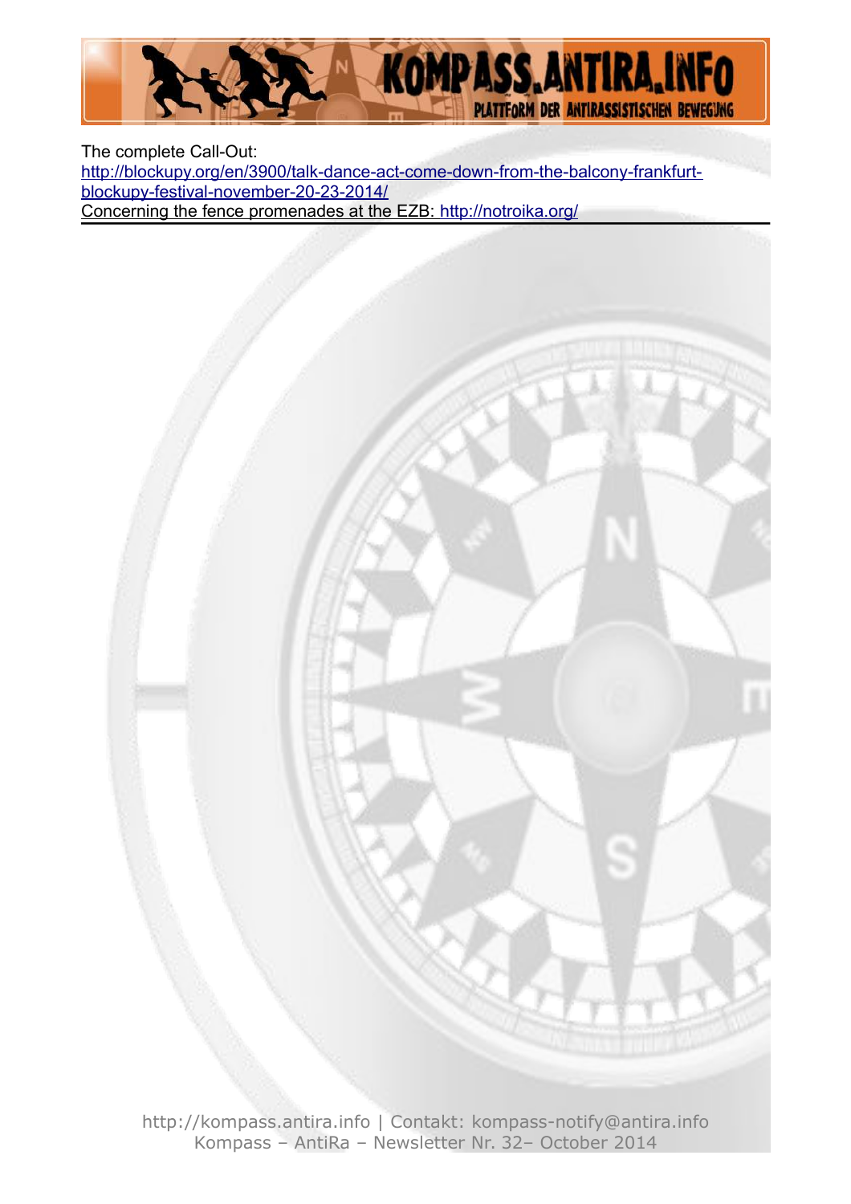The complete Call-Out: http://blockupy.org/en/3900/talk-dance-act-come-down-from-the-balcony-frankfurt-blockupy-festival-november-20-23-2014/

Concerning the fence promenades at the EZB: http://notroika.org/